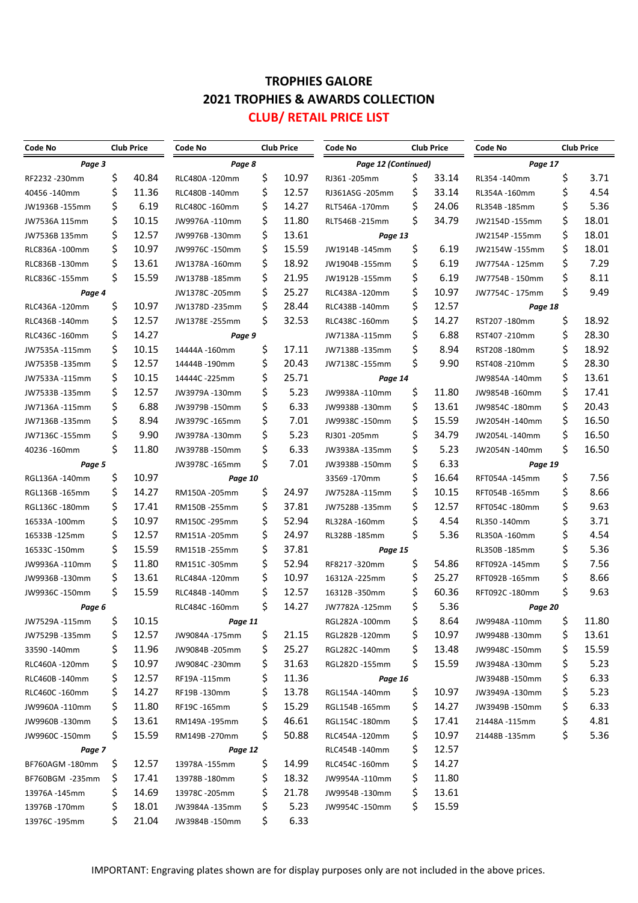# TROPHIES GALORE

## 2021 TROPHIES & AWARDS COLLECTION

## CLUB/ RETAIL PRICE LIST

| Code No | Club Price | Code No | Club Price | Code No | Club Price | Code No | Club Price |
|---|---|---|---|---|---|---|---|
| *Page 3* | | *Page 8* | | *Page 12 (Continued)* | | *Page 17* | |
| RF2232 -230mm | $ 40.84 | RLC480A -120mm | $ 10.97 | RJ361 -205mm | $ 33.14 | RL354 -140mm | $ 3.71 |
| 40456 -140mm | $ 11.36 | RLC480B -140mm | $ 12.57 | RJ361ASG -205mm | $ 33.14 | RL354A -160mm | $ 4.54 |
| JW1936B -155mm | $ 6.19 | RLC480C -160mm | $ 14.27 | RLT546A -170mm | $ 24.06 | RL354B -185mm | $ 5.36 |
| JW7536A 115mm | $ 10.15 | JW9976A -110mm | $ 11.80 | RLT546B -215mm | $ 34.79 | JW2154D -155mm | $ 18.01 |
| JW7536B 135mm | $ 12.57 | JW9976B -130mm | $ 13.61 | *Page 13* | | JW2154P -155mm | $ 18.01 |
| RLC836A -100mm | $ 10.97 | JW9976C -150mm | $ 15.59 | JW1914B -145mm | $ 6.19 | JW2154W -155mm | $ 18.01 |
| RLC836B -130mm | $ 13.61 | JW1378A -160mm | $ 18.92 | JW1904B -155mm | $ 6.19 | JW7754A - 125mm | $ 7.29 |
| RLC836C -155mm | $ 15.59 | JW1378B -185mm | $ 21.95 | JW1912B -155mm | $ 6.19 | JW7754B - 150mm | $ 8.11 |
| *Page 4* | | JW1378C -205mm | $ 25.27 | RLC438A -120mm | $ 10.97 | JW7754C - 175mm | $ 9.49 |
| RLC436A -120mm | $ 10.97 | JW1378D -235mm | $ 28.44 | RLC438B -140mm | $ 12.57 | *Page 18* | |
| RLC436B -140mm | $ 12.57 | JW1378E -255mm | $ 32.53 | RLC438C -160mm | $ 14.27 | RST207 -180mm | $ 18.92 |
| RLC436C -160mm | $ 14.27 | *Page 9* | | JW7138A -115mm | $ 6.88 | RST407 -210mm | $ 28.30 |
| JW7535A -115mm | $ 10.15 | 14444A -160mm | $ 17.11 | JW7138B -135mm | $ 8.94 | RST208 -180mm | $ 18.92 |
| JW7535B -135mm | $ 12.57 | 14444B -190mm | $ 20.43 | JW7138C -155mm | $ 9.90 | RST408 -210mm | $ 28.30 |
| JW7533A -115mm | $ 10.15 | 14444C -225mm | $ 25.71 | *Page 14* | | JW9854A -140mm | $ 13.61 |
| JW7533B -135mm | $ 12.57 | JW3979A -130mm | $ 5.23 | JW9938A -110mm | $ 11.80 | JW9854B -160mm | $ 17.41 |
| JW7136A -115mm | $ 6.88 | JW3979B -150mm | $ 6.33 | JW9938B -130mm | $ 13.61 | JW9854C -180mm | $ 20.43 |
| JW7136B -135mm | $ 8.94 | JW3979C -165mm | $ 7.01 | JW9938C -150mm | $ 15.59 | JW2054H -140mm | $ 16.50 |
| JW7136C -155mm | $ 9.90 | JW3978A -130mm | $ 5.23 | RJ301 -205mm | $ 34.79 | JW2054L -140mm | $ 16.50 |
| 40236 -160mm | $ 11.80 | JW3978B -150mm | $ 6.33 | JW3938A -135mm | $ 5.23 | JW2054N -140mm | $ 16.50 |
| *Page 5* | | JW3978C -165mm | $ 7.01 | JW3938B -150mm | $ 6.33 | *Page 19* | |
| RGL136A -140mm | $ 10.97 | *Page 10* | | 33569 -170mm | $ 16.64 | RFT054A -145mm | $ 7.56 |
| RGL136B -165mm | $ 14.27 | RM150A -205mm | $ 24.97 | JW7528A -115mm | $ 10.15 | RFT054B -165mm | $ 8.66 |
| RGL136C -180mm | $ 17.41 | RM150B -255mm | $ 37.81 | JW7528B -135mm | $ 12.57 | RFT054C -180mm | $ 9.63 |
| 16533A -100mm | $ 10.97 | RM150C -295mm | $ 52.94 | RL328A -160mm | $ 4.54 | RL350 -140mm | $ 3.71 |
| 16533B -125mm | $ 12.57 | RM151A -205mm | $ 24.97 | RL328B -185mm | $ 5.36 | RL350A -160mm | $ 4.54 |
| 16533C -150mm | $ 15.59 | RM151B -255mm | $ 37.81 | *Page 15* | | RL350B -185mm | $ 5.36 |
| JW9936A -110mm | $ 11.80 | RM151C -305mm | $ 52.94 | RF8217 -320mm | $ 54.86 | RFT092A -145mm | $ 7.56 |
| JW9936B -130mm | $ 13.61 | RLC484A -120mm | $ 10.97 | 16312A -225mm | $ 25.27 | RFT092B -165mm | $ 8.66 |
| JW9936C -150mm | $ 15.59 | RLC484B -140mm | $ 12.57 | 16312B -350mm | $ 60.36 | RFT092C -180mm | $ 9.63 |
| *Page 6* | | RLC484C -160mm | $ 14.27 | JW7782A -125mm | $ 5.36 | *Page 20* | |
| JW7529A -115mm | $ 10.15 | *Page 11* | | RGL282A -100mm | $ 8.64 | JW9948A -110mm | $ 11.80 |
| JW7529B -135mm | $ 12.57 | JW9084A -175mm | $ 21.15 | RGL282B -120mm | $ 10.97 | JW9948B -130mm | $ 13.61 |
| 33590 -140mm | $ 11.96 | JW9084B -205mm | $ 25.27 | RGL282C -140mm | $ 13.48 | JW9948C -150mm | $ 15.59 |
| RLC460A -120mm | $ 10.97 | JW9084C -230mm | $ 31.63 | RGL282D -155mm | $ 15.59 | JW3948A -130mm | $ 5.23 |
| RLC460B -140mm | $ 12.57 | RF19A -115mm | $ 11.36 | *Page 16* | | JW3948B -150mm | $ 6.33 |
| RLC460C -160mm | $ 14.27 | RF19B -130mm | $ 13.78 | RGL154A -140mm | $ 10.97 | JW3949A -130mm | $ 5.23 |
| JW9960A -110mm | $ 11.80 | RF19C -165mm | $ 15.29 | RGL154B -165mm | $ 14.27 | JW3949B -150mm | $ 6.33 |
| JW9960B -130mm | $ 13.61 | RM149A -195mm | $ 46.61 | RGL154C -180mm | $ 17.41 | 21448A -115mm | $ 4.81 |
| JW9960C -150mm | $ 15.59 | RM149B -270mm | $ 50.88 | RLC454A -120mm | $ 10.97 | 21448B -135mm | $ 5.36 |
| *Page 7* | | *Page 12* | | RLC454B -140mm | $ 12.57 | | |
| BF760AGM -180mm | $ 12.57 | 13978A -155mm | $ 14.99 | RLC454C -160mm | $ 14.27 | | |
| BF760BGM -235mm | $ 17.41 | 13978B -180mm | $ 18.32 | JW9954A -110mm | $ 11.80 | | |
| 13976A -145mm | $ 14.69 | 13978C -205mm | $ 21.78 | JW9954B -130mm | $ 13.61 | | |
| 13976B -170mm | $ 18.01 | JW3984A -135mm | $ 5.23 | JW9954C -150mm | $ 15.59 | | |
| 13976C -195mm | $ 21.04 | JW3984B -150mm | $ 6.33 | | | | |

IMPORTANT: Engraving plates shown are for display purposes only are not included in the above prices.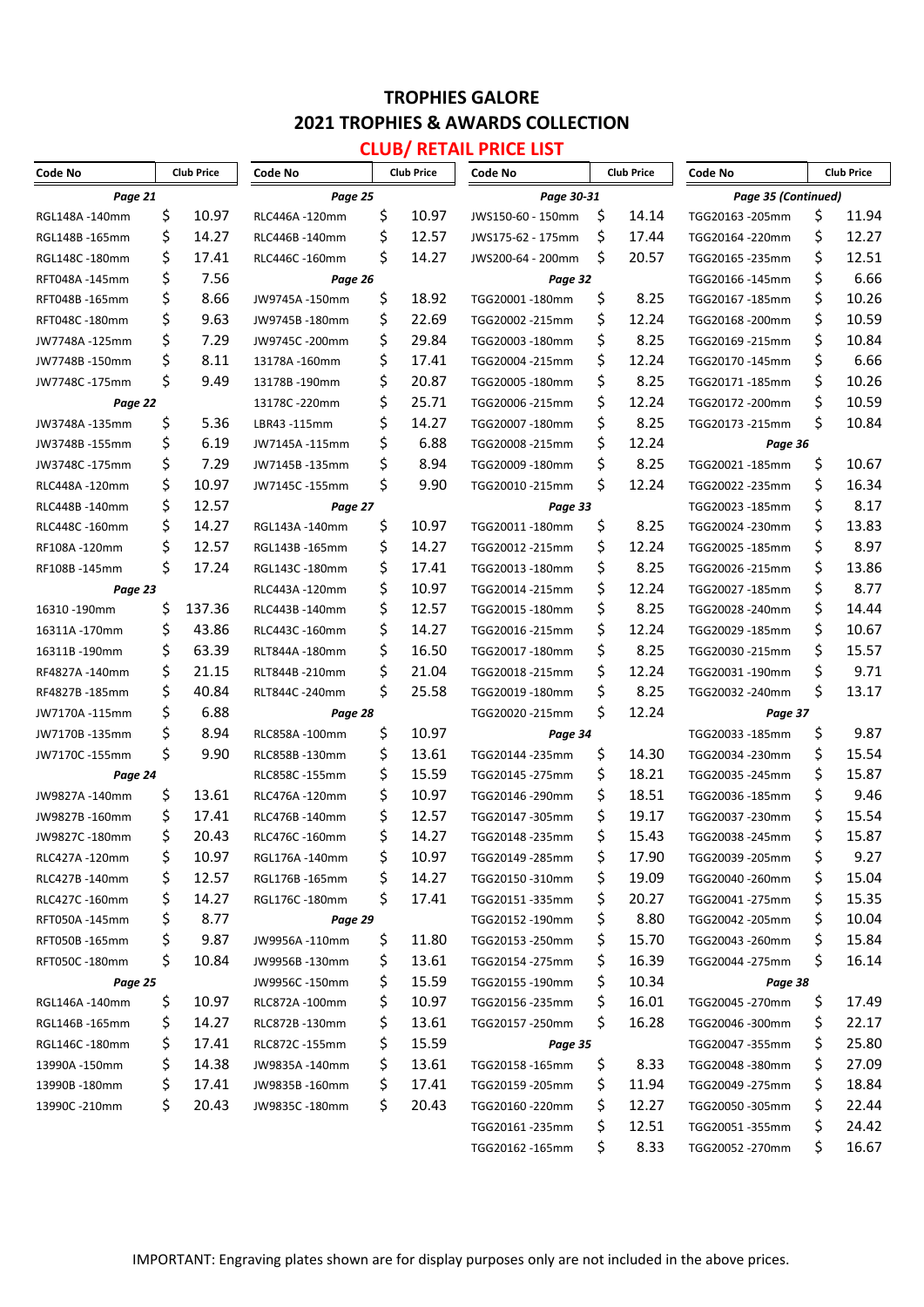# TROPHIES GALORE

## 2021 TROPHIES & AWARDS COLLECTION

### CLUB/ RETAIL PRICE LIST

| Code No | Club Price |
|---|---|
| ***Page 21*** | |
| RGL148A -140mm | $ 10.97 |
| RGL148B -165mm | $ 14.27 |
| RGL148C -180mm | $ 17.41 |
| RFT048A -145mm | $ 7.56 |
| RFT048B -165mm | $ 8.66 |
| RFT048C -180mm | $ 9.63 |
| JW7748A -125mm | $ 7.29 |
| JW7748B -150mm | $ 8.11 |
| JW7748C -175mm | $ 9.49 |
| ***Page 22*** | |
| JW3748A -135mm | $ 5.36 |
| JW3748B -155mm | $ 6.19 |
| JW3748C -175mm | $ 7.29 |
| RLC448A -120mm | $ 10.97 |
| RLC448B -140mm | $ 12.57 |
| RLC448C -160mm | $ 14.27 |
| RF108A -120mm | $ 12.57 |
| RF108B -145mm | $ 17.24 |
| ***Page 23*** | |
| 16310 -190mm | $ 137.36 |
| 16311A -170mm | $ 43.86 |
| 16311B -190mm | $ 63.39 |
| RF4827A -140mm | $ 21.15 |
| RF4827B -185mm | $ 40.84 |
| JW7170A -115mm | $ 6.88 |
| JW7170B -135mm | $ 8.94 |
| JW7170C -155mm | $ 9.90 |
| ***Page 24*** | |
| JW9827A -140mm | $ 13.61 |
| JW9827B -160mm | $ 17.41 |
| JW9827C -180mm | $ 20.43 |
| RLC427A -120mm | $ 10.97 |
| RLC427B -140mm | $ 12.57 |
| RLC427C -160mm | $ 14.27 |
| RFT050A -145mm | $ 8.77 |
| RFT050B -165mm | $ 9.87 |
| RFT050C -180mm | $ 10.84 |
| ***Page 25*** | |
| RGL146A -140mm | $ 10.97 |
| RGL146B -165mm | $ 14.27 |
| RGL146C -180mm | $ 17.41 |
| 13990A -150mm | $ 14.38 |
| 13990B -180mm | $ 17.41 |
| 13990C -210mm | $ 20.43 |

| Code No | Club Price |
|---|---|
| ***Page 25*** | |
| RLC446A -120mm | $ 10.97 |
| RLC446B -140mm | $ 12.57 |
| RLC446C -160mm | $ 14.27 |
| ***Page 26*** | |
| JW9745A -150mm | $ 18.92 |
| JW9745B -180mm | $ 22.69 |
| JW9745C -200mm | $ 29.84 |
| 13178A -160mm | $ 17.41 |
| 13178B -190mm | $ 20.87 |
| 13178C -220mm | $ 25.71 |
| LBR43 -115mm | $ 14.27 |
| JW7145A -115mm | $ 6.88 |
| JW7145B -135mm | $ 8.94 |
| JW7145C -155mm | $ 9.90 |
| ***Page 27*** | |
| RGL143A -140mm | $ 10.97 |
| RGL143B -165mm | $ 14.27 |
| RGL143C -180mm | $ 17.41 |
| RLC443A -120mm | $ 10.97 |
| RLC443B -140mm | $ 12.57 |
| RLC443C -160mm | $ 14.27 |
| RLT844A -180mm | $ 16.50 |
| RLT844B -210mm | $ 21.04 |
| RLT844C -240mm | $ 25.58 |
| ***Page 28*** | |
| RLC858A -100mm | $ 10.97 |
| RLC858B -130mm | $ 13.61 |
| RLC858C -155mm | $ 15.59 |
| RLC476A -120mm | $ 10.97 |
| RLC476B -140mm | $ 12.57 |
| RLC476C -160mm | $ 14.27 |
| RGL176A -140mm | $ 10.97 |
| RGL176B -165mm | $ 14.27 |
| RGL176C -180mm | $ 17.41 |
| ***Page 29*** | |
| JW9956A -110mm | $ 11.80 |
| JW9956B -130mm | $ 13.61 |
| JW9956C -150mm | $ 15.59 |
| RLC872A -100mm | $ 10.97 |
| RLC872B -130mm | $ 13.61 |
| RLC872C -155mm | $ 15.59 |
| JW9835A -140mm | $ 13.61 |
| JW9835B -160mm | $ 17.41 |
| JW9835C -180mm | $ 20.43 |

| Code No | Club Price |
|---|---|
| ***Page 30-31*** | |
| JWS150-60 - 150mm | $ 14.14 |
| JWS175-62 - 175mm | $ 17.44 |
| JWS200-64 - 200mm | $ 20.57 |
| ***Page 32*** | |
| TGG20001 -180mm | $ 8.25 |
| TGG20002 -215mm | $ 12.24 |
| TGG20003 -180mm | $ 8.25 |
| TGG20004 -215mm | $ 12.24 |
| TGG20005 -180mm | $ 8.25 |
| TGG20006 -215mm | $ 12.24 |
| TGG20007 -180mm | $ 8.25 |
| TGG20008 -215mm | $ 12.24 |
| TGG20009 -180mm | $ 8.25 |
| TGG20010 -215mm | $ 12.24 |
| ***Page 33*** | |
| TGG20011 -180mm | $ 8.25 |
| TGG20012 -215mm | $ 12.24 |
| TGG20013 -180mm | $ 8.25 |
| TGG20014 -215mm | $ 12.24 |
| TGG20015 -180mm | $ 8.25 |
| TGG20016 -215mm | $ 12.24 |
| TGG20017 -180mm | $ 8.25 |
| TGG20018 -215mm | $ 12.24 |
| TGG20019 -180mm | $ 8.25 |
| TGG20020 -215mm | $ 12.24 |
| ***Page 34*** | |
| TGG20144 -235mm | $ 14.30 |
| TGG20145 -275mm | $ 18.21 |
| TGG20146 -290mm | $ 18.51 |
| TGG20147 -305mm | $ 19.17 |
| TGG20148 -235mm | $ 15.43 |
| TGG20149 -285mm | $ 17.90 |
| TGG20150 -310mm | $ 19.09 |
| TGG20151 -335mm | $ 20.27 |
| TGG20152 -190mm | $ 8.80 |
| TGG20153 -250mm | $ 15.70 |
| TGG20154 -275mm | $ 16.39 |
| TGG20155 -190mm | $ 10.34 |
| TGG20156 -235mm | $ 16.01 |
| TGG20157 -250mm | $ 16.28 |
| ***Page 35*** | |
| TGG20158 -165mm | $ 8.33 |
| TGG20159 -205mm | $ 11.94 |
| TGG20160 -220mm | $ 12.27 |
| TGG20161 -235mm | $ 12.51 |
| TGG20162 -165mm | $ 8.33 |

| Code No | Club Price |
|---|---|
| ***Page 35 (Continued)*** | |
| TGG20163 -205mm | $ 11.94 |
| TGG20164 -220mm | $ 12.27 |
| TGG20165 -235mm | $ 12.51 |
| TGG20166 -145mm | $ 6.66 |
| TGG20167 -185mm | $ 10.26 |
| TGG20168 -200mm | $ 10.59 |
| TGG20169 -215mm | $ 10.84 |
| TGG20170 -145mm | $ 6.66 |
| TGG20171 -185mm | $ 10.26 |
| TGG20172 -200mm | $ 10.59 |
| TGG20173 -215mm | $ 10.84 |
| ***Page 36*** | |
| TGG20021 -185mm | $ 10.67 |
| TGG20022 -235mm | $ 16.34 |
| TGG20023 -185mm | $ 8.17 |
| TGG20024 -230mm | $ 13.83 |
| TGG20025 -185mm | $ 8.97 |
| TGG20026 -215mm | $ 13.86 |
| TGG20027 -185mm | $ 8.77 |
| TGG20028 -240mm | $ 14.44 |
| TGG20029 -185mm | $ 10.67 |
| TGG20030 -215mm | $ 15.57 |
| TGG20031 -190mm | $ 9.71 |
| TGG20032 -240mm | $ 13.17 |
| ***Page 37*** | |
| TGG20033 -185mm | $ 9.87 |
| TGG20034 -230mm | $ 15.54 |
| TGG20035 -245mm | $ 15.87 |
| TGG20036 -185mm | $ 9.46 |
| TGG20037 -230mm | $ 15.54 |
| TGG20038 -245mm | $ 15.87 |
| TGG20039 -205mm | $ 9.27 |
| TGG20040 -260mm | $ 15.04 |
| TGG20041 -275mm | $ 15.35 |
| TGG20042 -205mm | $ 10.04 |
| TGG20043 -260mm | $ 15.84 |
| TGG20044 -275mm | $ 16.14 |
| ***Page 38*** | |
| TGG20045 -270mm | $ 17.49 |
| TGG20046 -300mm | $ 22.17 |
| TGG20047 -355mm | $ 25.80 |
| TGG20048 -380mm | $ 27.09 |
| TGG20049 -275mm | $ 18.84 |
| TGG20050 -305mm | $ 22.44 |
| TGG20051 -355mm | $ 24.42 |
| TGG20052 -270mm | $ 16.67 |

IMPORTANT: Engraving plates shown are for display purposes only are not included in the above prices.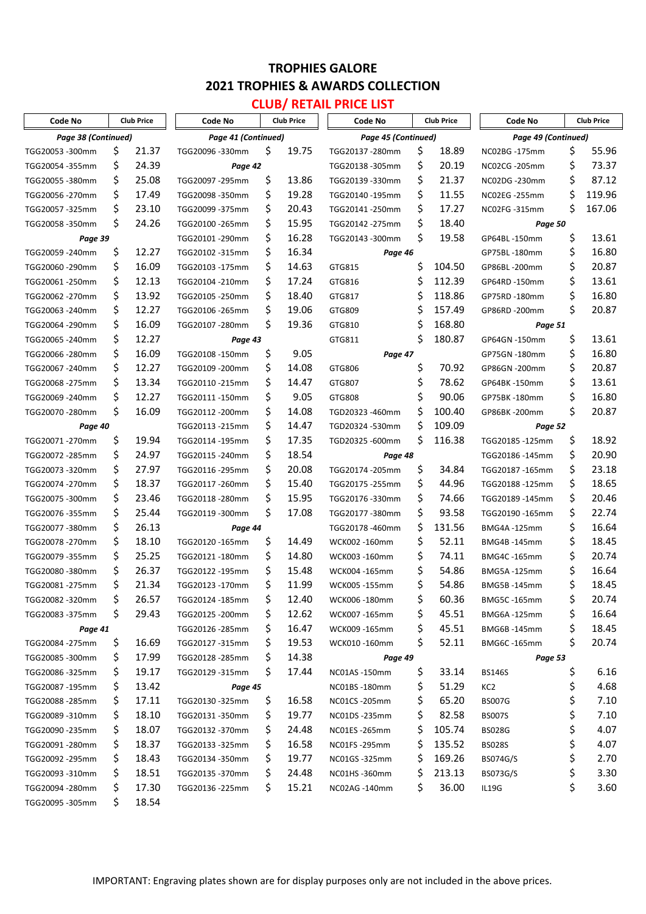# TROPHIES GALORE

## 2021 TROPHIES & AWARDS COLLECTION

## CLUB/ RETAIL PRICE LIST

| Code No | Club Price |
|---|---|
| ***Page 38 (Continued)*** | |
| TGG20053 -300mm | $ 21.37 |
| TGG20054 -355mm | $ 24.39 |
| TGG20055 -380mm | $ 25.08 |
| TGG20056 -270mm | $ 17.49 |
| TGG20057 -325mm | $ 23.10 |
| TGG20058 -350mm | $ 24.26 |
| ***Page 39*** | |
| TGG20059 -240mm | $ 12.27 |
| TGG20060 -290mm | $ 16.09 |
| TGG20061 -250mm | $ 12.13 |
| TGG20062 -270mm | $ 13.92 |
| TGG20063 -240mm | $ 12.27 |
| TGG20064 -290mm | $ 16.09 |
| TGG20065 -240mm | $ 12.27 |
| TGG20066 -280mm | $ 16.09 |
| TGG20067 -240mm | $ 12.27 |
| TGG20068 -275mm | $ 13.34 |
| TGG20069 -240mm | $ 12.27 |
| TGG20070 -280mm | $ 16.09 |
| ***Page 40*** | |
| TGG20071 -270mm | $ 19.94 |
| TGG20072 -285mm | $ 24.97 |
| TGG20073 -320mm | $ 27.97 |
| TGG20074 -270mm | $ 18.37 |
| TGG20075 -300mm | $ 23.46 |
| TGG20076 -355mm | $ 25.44 |
| TGG20077 -380mm | $ 26.13 |
| TGG20078 -270mm | $ 18.10 |
| TGG20079 -355mm | $ 25.25 |
| TGG20080 -380mm | $ 26.37 |
| TGG20081 -275mm | $ 21.34 |
| TGG20082 -320mm | $ 26.57 |
| TGG20083 -375mm | $ 29.43 |
| ***Page 41*** | |
| TGG20084 -275mm | $ 16.69 |
| TGG20085 -300mm | $ 17.99 |
| TGG20086 -325mm | $ 19.17 |
| TGG20087 -195mm | $ 13.42 |
| TGG20088 -285mm | $ 17.11 |
| TGG20089 -310mm | $ 18.10 |
| TGG20090 -235mm | $ 18.07 |
| TGG20091 -280mm | $ 18.37 |
| TGG20092 -295mm | $ 18.43 |
| TGG20093 -310mm | $ 18.51 |
| TGG20094 -280mm | $ 17.30 |
| TGG20095 -305mm | $ 18.54 |
| ***Page 41 (Continued)*** | |
| TGG20096 -330mm | $ 19.75 |
| ***Page 42*** | |
| TGG20097 -295mm | $ 13.86 |
| TGG20098 -350mm | $ 19.28 |
| TGG20099 -375mm | $ 20.43 |
| TGG20100 -265mm | $ 15.95 |
| TGG20101 -290mm | $ 16.28 |
| TGG20102 -315mm | $ 16.34 |
| TGG20103 -175mm | $ 14.63 |
| TGG20104 -210mm | $ 17.24 |
| TGG20105 -250mm | $ 18.40 |
| TGG20106 -265mm | $ 19.06 |
| TGG20107 -280mm | $ 19.36 |
| ***Page 43*** | |
| TGG20108 -150mm | $ 9.05 |
| TGG20109 -200mm | $ 14.08 |
| TGG20110 -215mm | $ 14.47 |
| TGG20111 -150mm | $ 9.05 |
| TGG20112 -200mm | $ 14.08 |
| TGG20113 -215mm | $ 14.47 |
| TGG20114 -195mm | $ 17.35 |
| TGG20115 -240mm | $ 18.54 |
| TGG20116 -295mm | $ 20.08 |
| TGG20117 -260mm | $ 15.40 |
| TGG20118 -280mm | $ 15.95 |
| TGG20119 -300mm | $ 17.08 |
| ***Page 44*** | |
| TGG20120 -165mm | $ 14.49 |
| TGG20121 -180mm | $ 14.80 |
| TGG20122 -195mm | $ 15.48 |
| TGG20123 -170mm | $ 11.99 |
| TGG20124 -185mm | $ 12.40 |
| TGG20125 -200mm | $ 12.62 |
| TGG20126 -285mm | $ 16.47 |
| TGG20127 -315mm | $ 19.53 |
| TGG20128 -285mm | $ 14.38 |
| TGG20129 -315mm | $ 17.44 |
| ***Page 45*** | |
| TGG20130 -325mm | $ 16.58 |
| TGG20131 -350mm | $ 19.77 |
| TGG20132 -370mm | $ 24.48 |
| TGG20133 -325mm | $ 16.58 |
| TGG20134 -350mm | $ 19.77 |
| TGG20135 -370mm | $ 24.48 |
| TGG20136 -225mm | $ 15.21 |
| ***Page 45 (Continued)*** | |
| TGG20137 -280mm | $ 18.89 |
| TGG20138 -305mm | $ 20.19 |
| TGG20139 -330mm | $ 21.37 |
| TGG20140 -195mm | $ 11.55 |
| TGG20141 -250mm | $ 17.27 |
| TGG20142 -275mm | $ 18.40 |
| TGG20143 -300mm | $ 19.58 |
| ***Page 46*** | |
| GTG815 | $ 104.50 |
| GTG816 | $ 112.39 |
| GTG817 | $ 118.86 |
| GTG809 | $ 157.49 |
| GTG810 | $ 168.80 |
| GTG811 | $ 180.87 |
| ***Page 47*** | |
| GTG806 | $ 70.92 |
| GTG807 | $ 78.62 |
| GTG808 | $ 90.06 |
| TGD20323 -460mm | $ 100.40 |
| TGD20324 -530mm | $ 109.09 |
| TGD20325 -600mm | $ 116.38 |
| ***Page 48*** | |
| TGG20174 -205mm | $ 34.84 |
| TGG20175 -255mm | $ 44.96 |
| TGG20176 -330mm | $ 74.66 |
| TGG20177 -380mm | $ 93.58 |
| TGG20178 -460mm | $ 131.56 |
| WCK002 -160mm | $ 52.11 |
| WCK003 -160mm | $ 74.11 |
| WCK004 -165mm | $ 54.86 |
| WCK005 -155mm | $ 54.86 |
| WCK006 -180mm | $ 60.36 |
| WCK007 -165mm | $ 45.51 |
| WCK009 -165mm | $ 45.51 |
| WCK010 -160mm | $ 52.11 |
| ***Page 49*** | |
| NC01AS -150mm | $ 33.14 |
| NC01BS -180mm | $ 51.29 |
| NC01CS -205mm | $ 65.20 |
| NC01DS -235mm | $ 82.58 |
| NC01ES -265mm | $ 105.74 |
| NC01FS -295mm | $ 135.52 |
| NC01GS -325mm | $ 169.26 |
| NC01HS -360mm | $ 213.13 |
| NC02AG -140mm | $ 36.00 |
| ***Page 49 (Continued)*** | |
| NC02BG -175mm | $ 55.96 |
| NC02CG -205mm | $ 73.37 |
| NC02DG -230mm | $ 87.12 |
| NC02EG -255mm | $ 119.96 |
| NC02FG -315mm | $ 167.06 |
| ***Page 50*** | |
| GP64BL -150mm | $ 13.61 |
| GP75BL -180mm | $ 16.80 |
| GP86BL -200mm | $ 20.87 |
| GP64RD -150mm | $ 13.61 |
| GP75RD -180mm | $ 16.80 |
| GP86RD -200mm | $ 20.87 |
| ***Page 51*** | |
| GP64GN -150mm | $ 13.61 |
| GP75GN -180mm | $ 16.80 |
| GP86GN -200mm | $ 20.87 |
| GP64BK -150mm | $ 13.61 |
| GP75BK -180mm | $ 16.80 |
| GP86BK -200mm | $ 20.87 |
| ***Page 52*** | |
| TGG20185 -125mm | $ 18.92 |
| TGG20186 -145mm | $ 20.90 |
| TGG20187 -165mm | $ 23.18 |
| TGG20188 -125mm | $ 18.65 |
| TGG20189 -145mm | $ 20.46 |
| TGG20190 -165mm | $ 22.74 |
| BMG4A -125mm | $ 16.64 |
| BMG4B -145mm | $ 18.45 |
| BMG4C -165mm | $ 20.74 |
| BMG5A -125mm | $ 16.64 |
| BMG5B -145mm | $ 18.45 |
| BMG5C -165mm | $ 20.74 |
| BMG6A -125mm | $ 16.64 |
| BMG6B -145mm | $ 18.45 |
| BMG6C -165mm | $ 20.74 |
| ***Page 53*** | |
| BS146S | $ 6.16 |
| KC2 | $ 4.68 |
| BS007G | $ 7.10 |
| BS007S | $ 7.10 |
| BS028G | $ 4.07 |
| BS028S | $ 4.07 |
| BS074G/S | $ 2.70 |
| BS073G/S | $ 3.30 |
| IL19G | $ 3.60 |

IMPORTANT: Engraving plates shown are for display purposes only are not included in the above prices.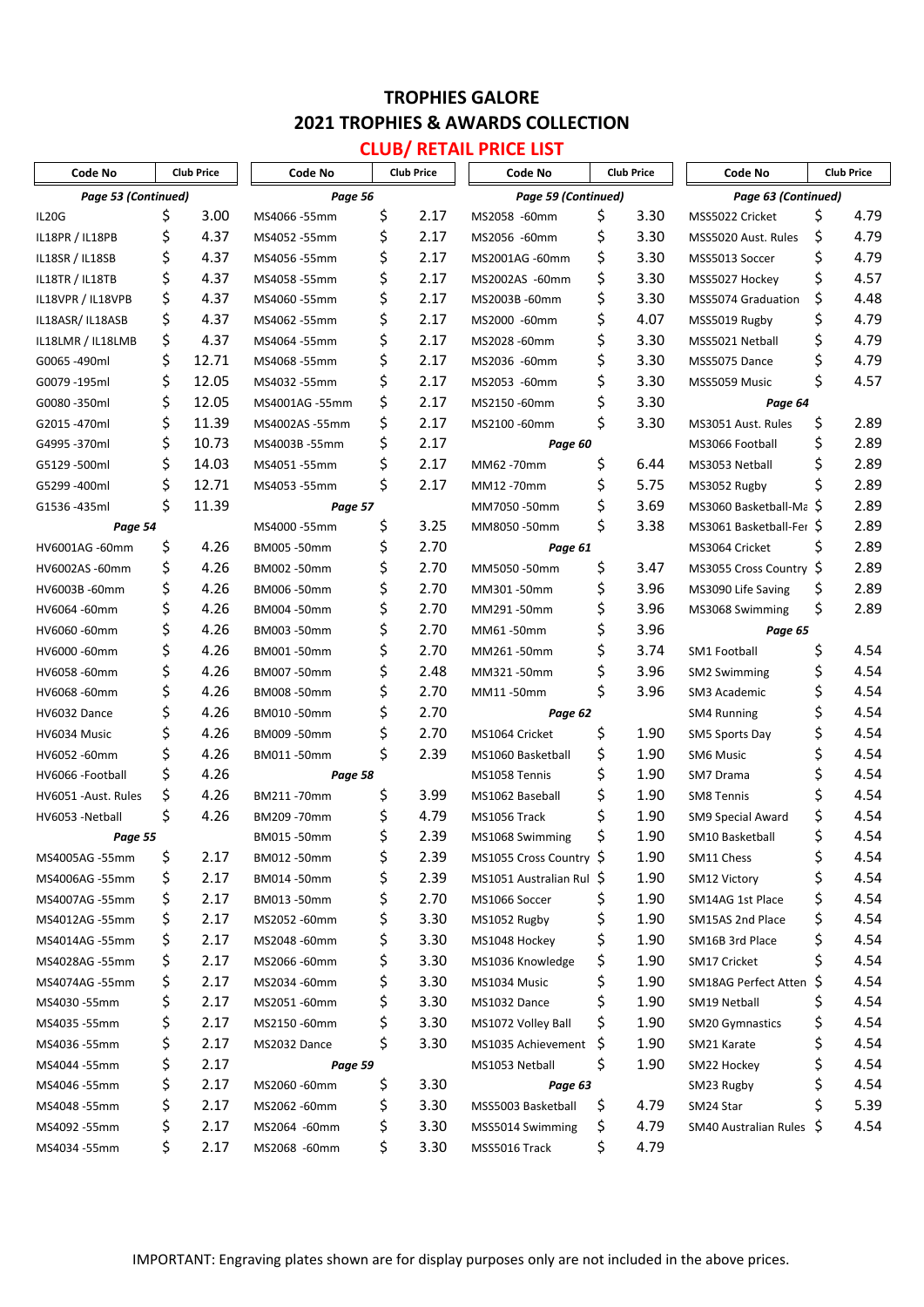# TROPHIES GALORE

## 2021 TROPHIES & AWARDS COLLECTION

### CLUB/ RETAIL PRICE LIST

| Code No | Club Price |
|---|---|
| ***Page 53 (Continued)*** | |
| IL20G | $ 3.00 |
| IL18PR / IL18PB | $ 4.37 |
| IL18SR / IL18SB | $ 4.37 |
| IL18TR / IL18TB | $ 4.37 |
| IL18VPR / IL18VPB | $ 4.37 |
| IL18ASR/ IL18ASB | $ 4.37 |
| IL18LMR / IL18LMB | $ 4.37 |
| G0065 -490ml | $ 12.71 |
| G0079 -195ml | $ 12.05 |
| G0080 -350ml | $ 12.05 |
| G2015 -470ml | $ 11.39 |
| G4995 -370ml | $ 10.73 |
| G5129 -500ml | $ 14.03 |
| G5299 -400ml | $ 12.71 |
| G1536 -435ml | $ 11.39 |
| ***Page 54*** | |
| HV6001AG -60mm | $ 4.26 |
| HV6002AS -60mm | $ 4.26 |
| HV6003B -60mm | $ 4.26 |
| HV6064 -60mm | $ 4.26 |
| HV6060 -60mm | $ 4.26 |
| HV6000 -60mm | $ 4.26 |
| HV6058 -60mm | $ 4.26 |
| HV6068 -60mm | $ 4.26 |
| HV6032 Dance | $ 4.26 |
| HV6034 Music | $ 4.26 |
| HV6052 -60mm | $ 4.26 |
| HV6066 -Football | $ 4.26 |
| HV6051 -Aust. Rules | $ 4.26 |
| HV6053 -Netball | $ 4.26 |
| ***Page 55*** | |
| MS4005AG -55mm | $ 2.17 |
| MS4006AG -55mm | $ 2.17 |
| MS4007AG -55mm | $ 2.17 |
| MS4012AG -55mm | $ 2.17 |
| MS4014AG -55mm | $ 2.17 |
| MS4028AG -55mm | $ 2.17 |
| MS4074AG -55mm | $ 2.17 |
| MS4030 -55mm | $ 2.17 |
| MS4035 -55mm | $ 2.17 |
| MS4036 -55mm | $ 2.17 |
| MS4044 -55mm | $ 2.17 |
| MS4046 -55mm | $ 2.17 |
| MS4048 -55mm | $ 2.17 |
| MS4092 -55mm | $ 2.17 |
| MS4034 -55mm | $ 2.17 |

| Code No | Club Price |
|---|---|
| ***Page 56*** | |
| MS4066 -55mm | $ 2.17 |
| MS4052 -55mm | $ 2.17 |
| MS4056 -55mm | $ 2.17 |
| MS4058 -55mm | $ 2.17 |
| MS4060 -55mm | $ 2.17 |
| MS4062 -55mm | $ 2.17 |
| MS4064 -55mm | $ 2.17 |
| MS4068 -55mm | $ 2.17 |
| MS4032 -55mm | $ 2.17 |
| MS4001AG -55mm | $ 2.17 |
| MS4002AS -55mm | $ 2.17 |
| MS4003B -55mm | $ 2.17 |
| MS4051 -55mm | $ 2.17 |
| MS4053 -55mm | $ 2.17 |
| ***Page 57*** | |
| MS4000 -55mm | $ 3.25 |
| BM005 -50mm | $ 2.70 |
| BM002 -50mm | $ 2.70 |
| BM006 -50mm | $ 2.70 |
| BM004 -50mm | $ 2.70 |
| BM003 -50mm | $ 2.70 |
| BM001 -50mm | $ 2.70 |
| BM007 -50mm | $ 2.48 |
| BM008 -50mm | $ 2.70 |
| BM010 -50mm | $ 2.70 |
| BM009 -50mm | $ 2.70 |
| BM011 -50mm | $ 2.39 |
| ***Page 58*** | |
| BM211 -70mm | $ 3.99 |
| BM209 -70mm | $ 4.79 |
| BM015 -50mm | $ 2.39 |
| BM012 -50mm | $ 2.39 |
| BM014 -50mm | $ 2.39 |
| BM013 -50mm | $ 2.70 |
| MS2052 -60mm | $ 3.30 |
| MS2048 -60mm | $ 3.30 |
| MS2066 -60mm | $ 3.30 |
| MS2034 -60mm | $ 3.30 |
| MS2051 -60mm | $ 3.30 |
| MS2150 -60mm | $ 3.30 |
| MS2032 Dance | $ 3.30 |
| ***Page 59*** | |
| MS2060 -60mm | $ 3.30 |
| MS2062 -60mm | $ 3.30 |
| MS2064 -60mm | $ 3.30 |
| MS2068 -60mm | $ 3.30 |

| Code No | Club Price |
|---|---|
| ***Page 59 (Continued)*** | |
| MS2058 -60mm | $ 3.30 |
| MS2056 -60mm | $ 3.30 |
| MS2001AG -60mm | $ 3.30 |
| MS2002AS -60mm | $ 3.30 |
| MS2003B -60mm | $ 3.30 |
| MS2000 -60mm | $ 4.07 |
| MS2028 -60mm | $ 3.30 |
| MS2036 -60mm | $ 3.30 |
| MS2053 -60mm | $ 3.30 |
| MS2150 -60mm | $ 3.30 |
| MS2100 -60mm | $ 3.30 |
| ***Page 60*** | |
| MM62 -70mm | $ 6.44 |
| MM12 -70mm | $ 5.75 |
| MM7050 -50mm | $ 3.69 |
| MM8050 -50mm | $ 3.38 |
| ***Page 61*** | |
| MM5050 -50mm | $ 3.47 |
| MM301 -50mm | $ 3.96 |
| MM291 -50mm | $ 3.96 |
| MM61 -50mm | $ 3.96 |
| MM261 -50mm | $ 3.74 |
| MM321 -50mm | $ 3.96 |
| MM11 -50mm | $ 3.96 |
| ***Page 62*** | |
| MS1064 Cricket | $ 1.90 |
| MS1060 Basketball | $ 1.90 |
| MS1058 Tennis | $ 1.90 |
| MS1062 Baseball | $ 1.90 |
| MS1056 Track | $ 1.90 |
| MS1068 Swimming | $ 1.90 |
| MS1055 Cross Country | $ 1.90 |
| MS1051 Australian Rul | $ 1.90 |
| MS1066 Soccer | $ 1.90 |
| MS1052 Rugby | $ 1.90 |
| MS1048 Hockey | $ 1.90 |
| MS1036 Knowledge | $ 1.90 |
| MS1034 Music | $ 1.90 |
| MS1032 Dance | $ 1.90 |
| MS1072 Volley Ball | $ 1.90 |
| MS1035 Achievement | $ 1.90 |
| MS1053 Netball | $ 1.90 |
| ***Page 63*** | |
| MSS5003 Basketball | $ 4.79 |
| MSS5014 Swimming | $ 4.79 |
| MSS5016 Track | $ 4.79 |

| Code No | Club Price |
|---|---|
| ***Page 63 (Continued)*** | |
| MSS5022 Cricket | $ 4.79 |
| MSS5020 Aust. Rules | $ 4.79 |
| MSS5013 Soccer | $ 4.79 |
| MSS5027 Hockey | $ 4.57 |
| MSS5074 Graduation | $ 4.48 |
| MSS5019 Rugby | $ 4.79 |
| MSS5021 Netball | $ 4.79 |
| MSS5075 Dance | $ 4.79 |
| MSS5059 Music | $ 4.57 |
| ***Page 64*** | |
| MS3051 Aust. Rules | $ 2.89 |
| MS3066 Football | $ 2.89 |
| MS3053 Netball | $ 2.89 |
| MS3052 Rugby | $ 2.89 |
| MS3060 Basketball-Ma | $ 2.89 |
| MS3061 Basketball-Fer | $ 2.89 |
| MS3064 Cricket | $ 2.89 |
| MS3055 Cross Country | $ 2.89 |
| MS3090 Life Saving | $ 2.89 |
| MS3068 Swimming | $ 2.89 |
| ***Page 65*** | |
| SM1 Football | $ 4.54 |
| SM2 Swimming | $ 4.54 |
| SM3 Academic | $ 4.54 |
| SM4 Running | $ 4.54 |
| SM5 Sports Day | $ 4.54 |
| SM6 Music | $ 4.54 |
| SM7 Drama | $ 4.54 |
| SM8 Tennis | $ 4.54 |
| SM9 Special Award | $ 4.54 |
| SM10 Basketball | $ 4.54 |
| SM11 Chess | $ 4.54 |
| SM12 Victory | $ 4.54 |
| SM14AG 1st Place | $ 4.54 |
| SM15AS 2nd Place | $ 4.54 |
| SM16B 3rd Place | $ 4.54 |
| SM17 Cricket | $ 4.54 |
| SM18AG Perfect Atten | $ 4.54 |
| SM19 Netball | $ 4.54 |
| SM20 Gymnastics | $ 4.54 |
| SM21 Karate | $ 4.54 |
| SM22 Hockey | $ 4.54 |
| SM23 Rugby | $ 4.54 |
| SM24 Star | $ 5.39 |
| SM40 Australian Rules | $ 4.54 |

IMPORTANT: Engraving plates shown are for display purposes only are not included in the above prices.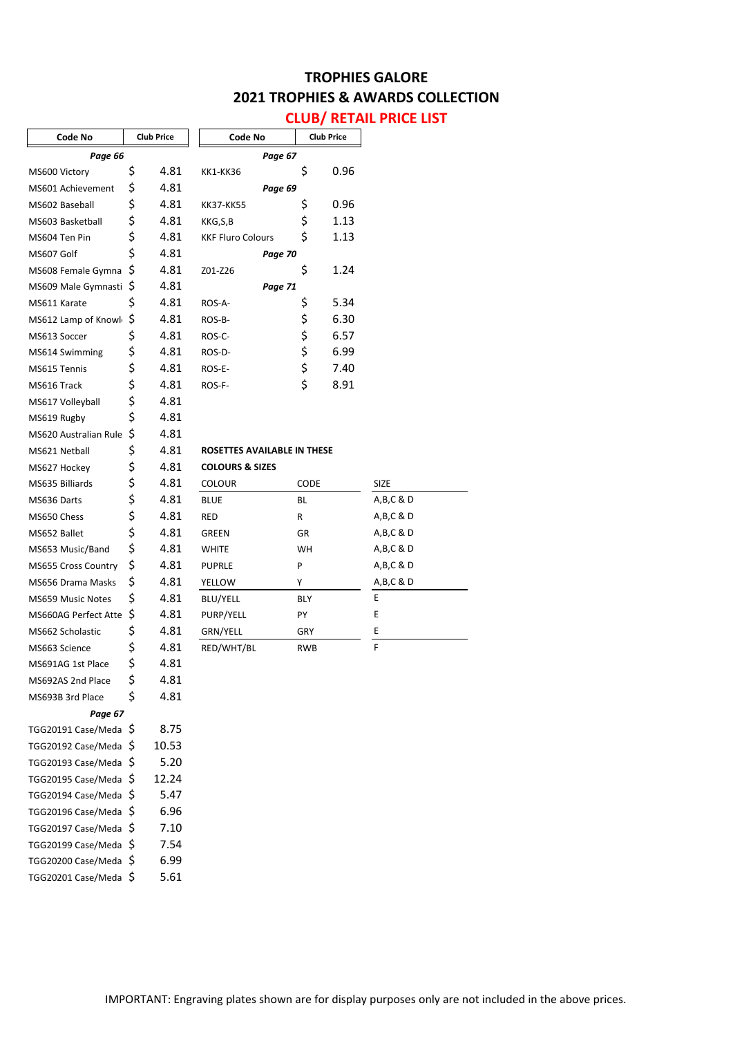# TROPHIES GALORE

## 2021 TROPHIES & AWARDS COLLECTION

## CLUB/ RETAIL PRICE LIST

| Code No | Club Price |
|---|---|
| ***Page 66*** | |
| MS600 Victory | $ 4.81 |
| MS601 Achievement | $ 4.81 |
| MS602 Baseball | $ 4.81 |
| MS603 Basketball | $ 4.81 |
| MS604 Ten Pin | $ 4.81 |
| MS607 Golf | $ 4.81 |
| MS608 Female Gymna | $ 4.81 |
| MS609 Male Gymnasti | $ 4.81 |
| MS611 Karate | $ 4.81 |
| MS612 Lamp of Knowl | $ 4.81 |
| MS613 Soccer | $ 4.81 |
| MS614 Swimming | $ 4.81 |
| MS615 Tennis | $ 4.81 |
| MS616 Track | $ 4.81 |
| MS617 Volleyball | $ 4.81 |
| MS619 Rugby | $ 4.81 |
| MS620 Australian Rule | $ 4.81 |
| MS621 Netball | $ 4.81 |
| MS627 Hockey | $ 4.81 |
| MS635 Billiards | $ 4.81 |
| MS636 Darts | $ 4.81 |
| MS650 Chess | $ 4.81 |
| MS652 Ballet | $ 4.81 |
| MS653 Music/Band | $ 4.81 |
| MS655 Cross Country | $ 4.81 |
| MS656 Drama Masks | $ 4.81 |
| MS659 Music Notes | $ 4.81 |
| MS660AG Perfect Atte | $ 4.81 |
| MS662 Scholastic | $ 4.81 |
| MS663 Science | $ 4.81 |
| MS691AG 1st Place | $ 4.81 |
| MS692AS 2nd Place | $ 4.81 |
| MS693B 3rd Place | $ 4.81 |
| ***Page 67*** | |
| TGG20191 Case/Meda | $ 8.75 |
| TGG20192 Case/Meda | $ 10.53 |
| TGG20193 Case/Meda | $ 5.20 |
| TGG20195 Case/Meda | $ 12.24 |
| TGG20194 Case/Meda | $ 5.47 |
| TGG20196 Case/Meda | $ 6.96 |
| TGG20197 Case/Meda | $ 7.10 |
| TGG20199 Case/Meda | $ 7.54 |
| TGG20200 Case/Meda | $ 6.99 |
| TGG20201 Case/Meda | $ 5.61 |

| Code No | Club Price |
|---|---|
| ***Page 67*** | |
| KK1-KK36 | $ 0.96 |
| ***Page 69*** | |
| KK37-KK55 | $ 0.96 |
| KKG,S,B | $ 1.13 |
| KKF Fluro Colours | $ 1.13 |
| ***Page 70*** | |
| Z01-Z26 | $ 1.24 |
| ***Page 71*** | |
| ROS-A- | $ 5.34 |
| ROS-B- | $ 6.30 |
| ROS-C- | $ 6.57 |
| ROS-D- | $ 6.99 |
| ROS-E- | $ 7.40 |
| ROS-F- | $ 8.91 |

**ROSETTES AVAILABLE IN THESE COLOURS & SIZES**

| COLOUR | CODE | SIZE |
|---|---|---|
| BLUE | BL | A,B,C & D |
| RED | R | A,B,C & D |
| GREEN | GR | A,B,C & D |
| WHITE | WH | A,B,C & D |
| PUPRLE | P | A,B,C & D |
| YELLOW | Y | A,B,C & D |
| BLU/YELL | BLY | E |
| PURP/YELL | PY | E |
| GRN/YELL | GRY | E |
| RED/WHT/BL | RWB | F |

IMPORTANT: Engraving plates shown are for display purposes only are not included in the above prices.